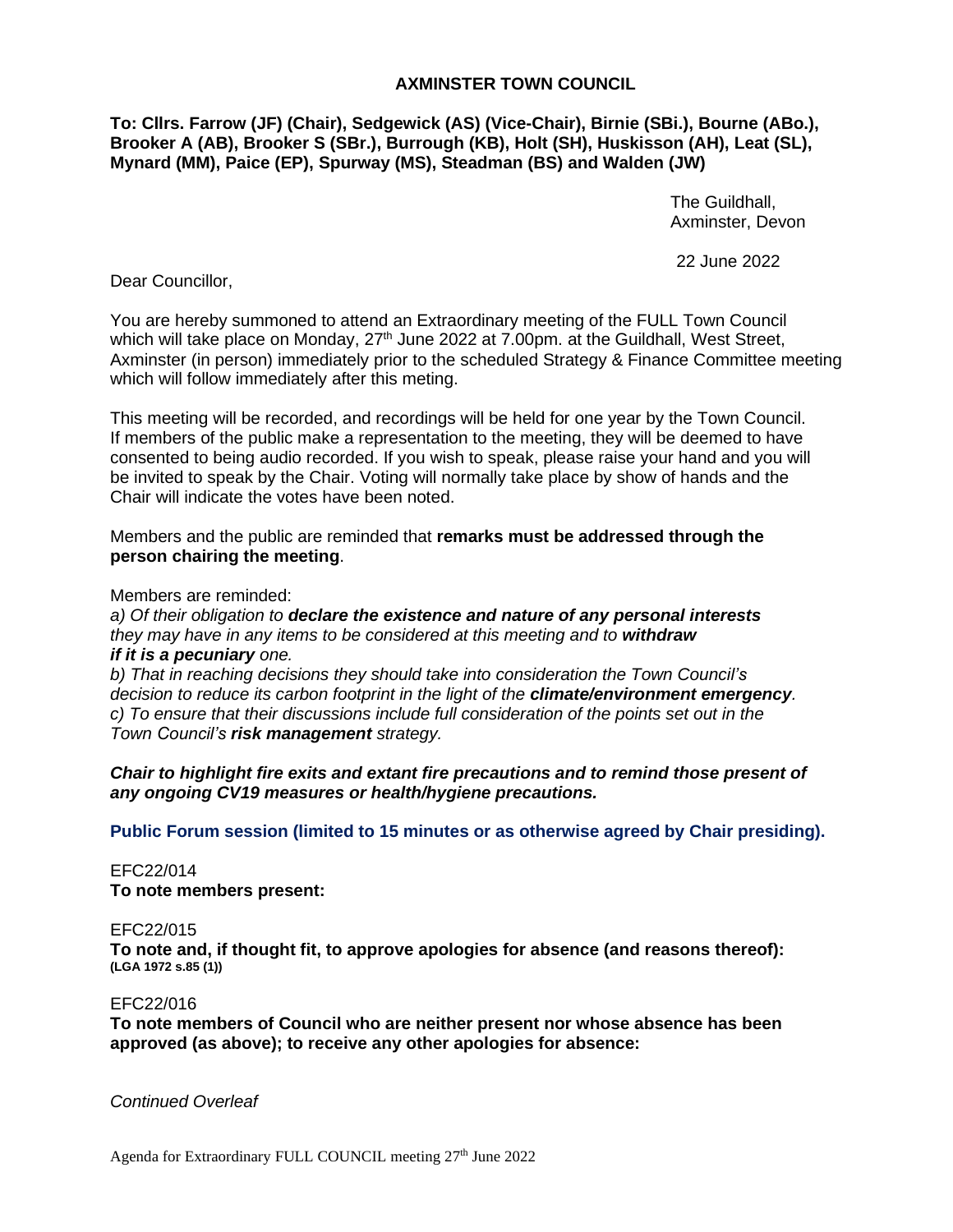# AXMINSTER TOWN COUNCIL

**To: Cllrs. Farrow (JF) (Chair), Sedgewick (AS) (Vice-Chair), Birnie (SBi.), Bourne (ABo.), Brooker A (AB), Brooker S (SBr.), Burrough (KB), Holt (SH), Huskisson (AH), Leat (SL), Mynard (MM), Paice (EP), Spurway (MS), Steadman (BS) and Walden (JW)**

The Guildhall,
Axminster, Devon

22 June 2022

Dear Councillor,

You are hereby summoned to attend an Extraordinary meeting of the FULL Town Council which will take place on Monday, 27th June 2022 at 7.00pm. at the Guildhall, West Street, Axminster (in person) immediately prior to the scheduled Strategy & Finance Committee meeting which will follow immediately after this meting.

This meeting will be recorded, and recordings will be held for one year by the Town Council. If members of the public make a representation to the meeting, they will be deemed to have consented to being audio recorded. If you wish to speak, please raise your hand and you will be invited to speak by the Chair. Voting will normally take place by show of hands and the Chair will indicate the votes have been noted.

Members and the public are reminded that **remarks must be addressed through the person chairing the meeting**.

Members are reminded:

*a) Of their obligation to **declare the existence and nature of any personal interests** they may have in any items to be considered at this meeting and to **withdraw if it is a pecuniary** one.*

*b) That in reaching decisions they should take into consideration the Town Council's decision to reduce its carbon footprint in the light of the **climate/environment emergency**.*

*c) To ensure that their discussions include full consideration of the points set out in the Town Council's **risk management** strategy.*

***Chair to highlight fire exits and extant fire precautions and to remind those present of any ongoing CV19 measures or health/hygiene precautions.***

**Public Forum session (limited to 15 minutes or as otherwise agreed by Chair presiding).**

EFC22/014
**To note members present:**

EFC22/015
**To note and, if thought fit, to approve apologies for absence (and reasons thereof): (LGA 1972 s.85 (1))**

EFC22/016
**To note members of Council who are neither present nor whose absence has been approved (as above); to receive any other apologies for absence:**

*Continued Overleaf*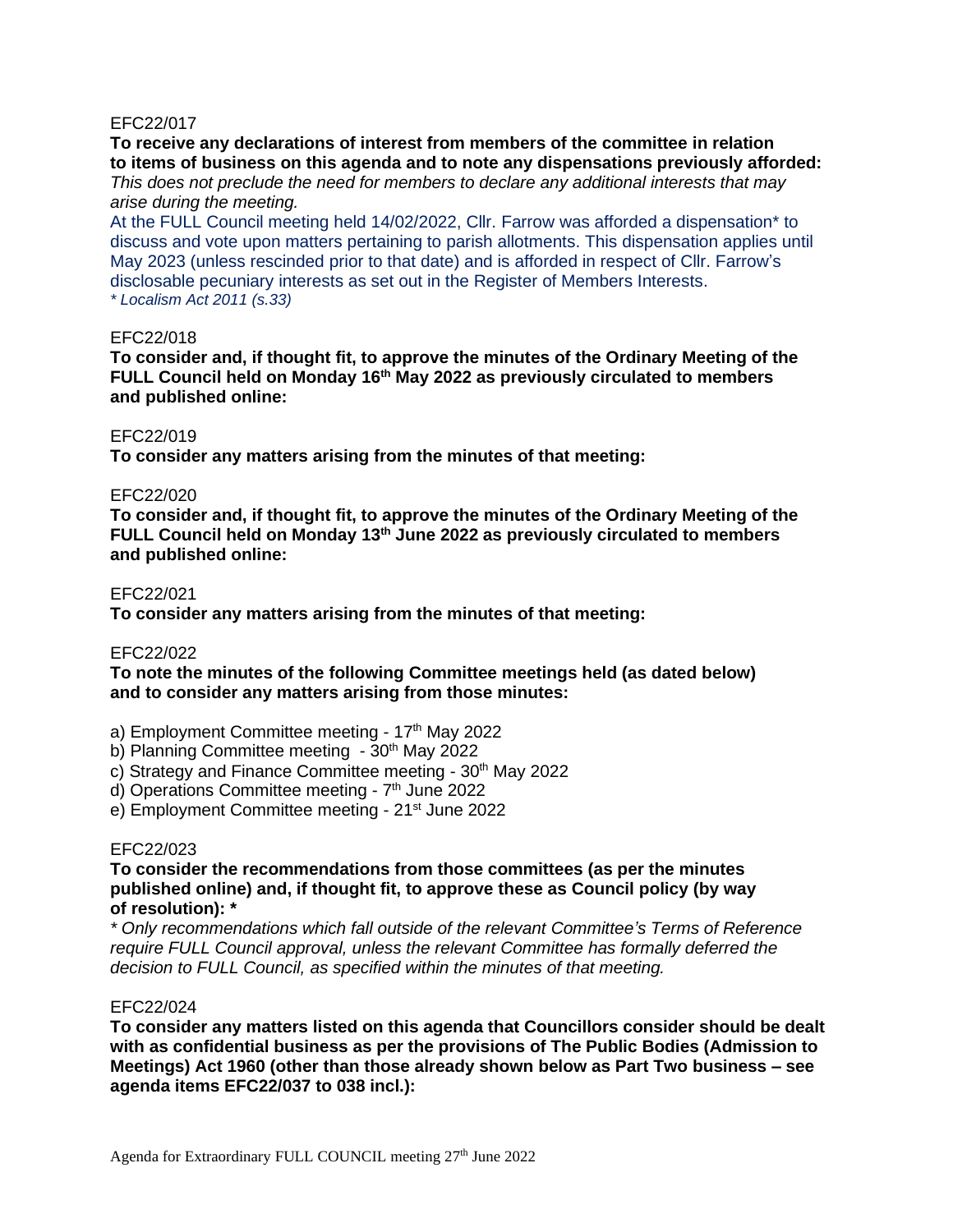EFC22/017

**To receive any declarations of interest from members of the committee in relation to items of business on this agenda and to note any dispensations previously afforded:**
*This does not preclude the need for members to declare any additional interests that may arise during the meeting.*

At the FULL Council meeting held 14/02/2022, Cllr. Farrow was afforded a dispensation* to discuss and vote upon matters pertaining to parish allotments. This dispensation applies until May 2023 (unless rescinded prior to that date) and is afforded in respect of Cllr. Farrow's disclosable pecuniary interests as set out in the Register of Members Interests.
*\* Localism Act 2011 (s.33)*

EFC22/018

**To consider and, if thought fit, to approve the minutes of the Ordinary Meeting of the FULL Council held on Monday 16th May 2022 as previously circulated to members and published online:**

EFC22/019

**To consider any matters arising from the minutes of that meeting:**

EFC22/020

**To consider and, if thought fit, to approve the minutes of the Ordinary Meeting of the FULL Council held on Monday 13th June 2022 as previously circulated to members and published online:**

EFC22/021

**To consider any matters arising from the minutes of that meeting:**

EFC22/022

**To note the minutes of the following Committee meetings held (as dated below) and to consider any matters arising from those minutes:**

a) Employment Committee meeting - 17th May 2022
b) Planning Committee meeting - 30th May 2022
c) Strategy and Finance Committee meeting - 30th May 2022
d) Operations Committee meeting - 7th June 2022
e) Employment Committee meeting - 21st June 2022

EFC22/023

**To consider the recommendations from those committees (as per the minutes published online) and, if thought fit, to approve these as Council policy (by way of resolution): \***

*\* Only recommendations which fall outside of the relevant Committee's Terms of Reference require FULL Council approval, unless the relevant Committee has formally deferred the decision to FULL Council, as specified within the minutes of that meeting.*

EFC22/024

**To consider any matters listed on this agenda that Councillors consider should be dealt with as confidential business as per the provisions of The Public Bodies (Admission to Meetings) Act 1960 (other than those already shown below as Part Two business – see agenda items EFC22/037 to 038 incl.):**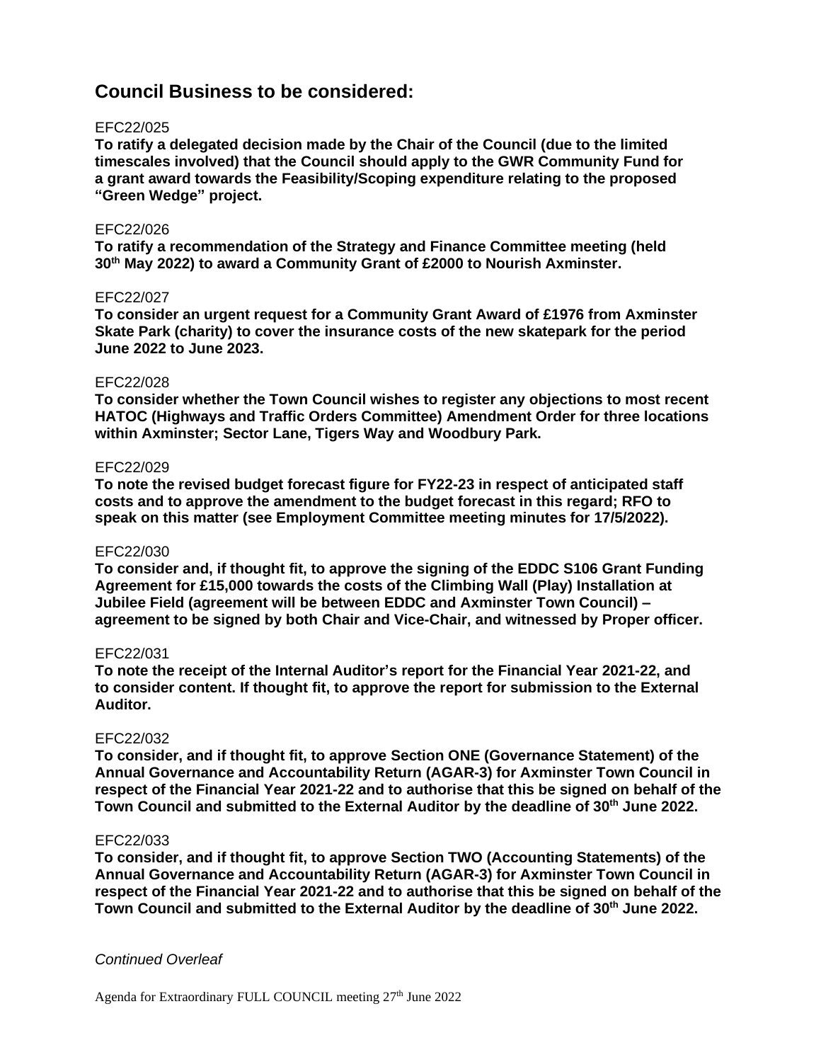## Council Business to be considered:

EFC22/025

**To ratify a delegated decision made by the Chair of the Council (due to the limited timescales involved) that the Council should apply to the GWR Community Fund for a grant award towards the Feasibility/Scoping expenditure relating to the proposed "Green Wedge" project.**

EFC22/026

**To ratify a recommendation of the Strategy and Finance Committee meeting (held 30th May 2022) to award a Community Grant of £2000 to Nourish Axminster.**

EFC22/027

**To consider an urgent request for a Community Grant Award of £1976 from Axminster Skate Park (charity) to cover the insurance costs of the new skatepark for the period June 2022 to June 2023.**

EFC22/028

**To consider whether the Town Council wishes to register any objections to most recent HATOC (Highways and Traffic Orders Committee) Amendment Order for three locations within Axminster; Sector Lane, Tigers Way and Woodbury Park.**

EFC22/029

**To note the revised budget forecast figure for FY22-23 in respect of anticipated staff costs and to approve the amendment to the budget forecast in this regard; RFO to speak on this matter (see Employment Committee meeting minutes for 17/5/2022).**

EFC22/030

**To consider and, if thought fit, to approve the signing of the EDDC S106 Grant Funding Agreement for £15,000 towards the costs of the Climbing Wall (Play) Installation at Jubilee Field (agreement will be between EDDC and Axminster Town Council) – agreement to be signed by both Chair and Vice-Chair, and witnessed by Proper officer.**

EFC22/031

**To note the receipt of the Internal Auditor's report for the Financial Year 2021-22, and to consider content. If thought fit, to approve the report for submission to the External Auditor.**

EFC22/032

**To consider, and if thought fit, to approve Section ONE (Governance Statement) of the Annual Governance and Accountability Return (AGAR-3) for Axminster Town Council in respect of the Financial Year 2021-22 and to authorise that this be signed on behalf of the Town Council and submitted to the External Auditor by the deadline of 30th June 2022.**

EFC22/033

**To consider, and if thought fit, to approve Section TWO (Accounting Statements) of the Annual Governance and Accountability Return (AGAR-3) for Axminster Town Council in respect of the Financial Year 2021-22 and to authorise that this be signed on behalf of the Town Council and submitted to the External Auditor by the deadline of 30th June 2022.**

*Continued Overleaf*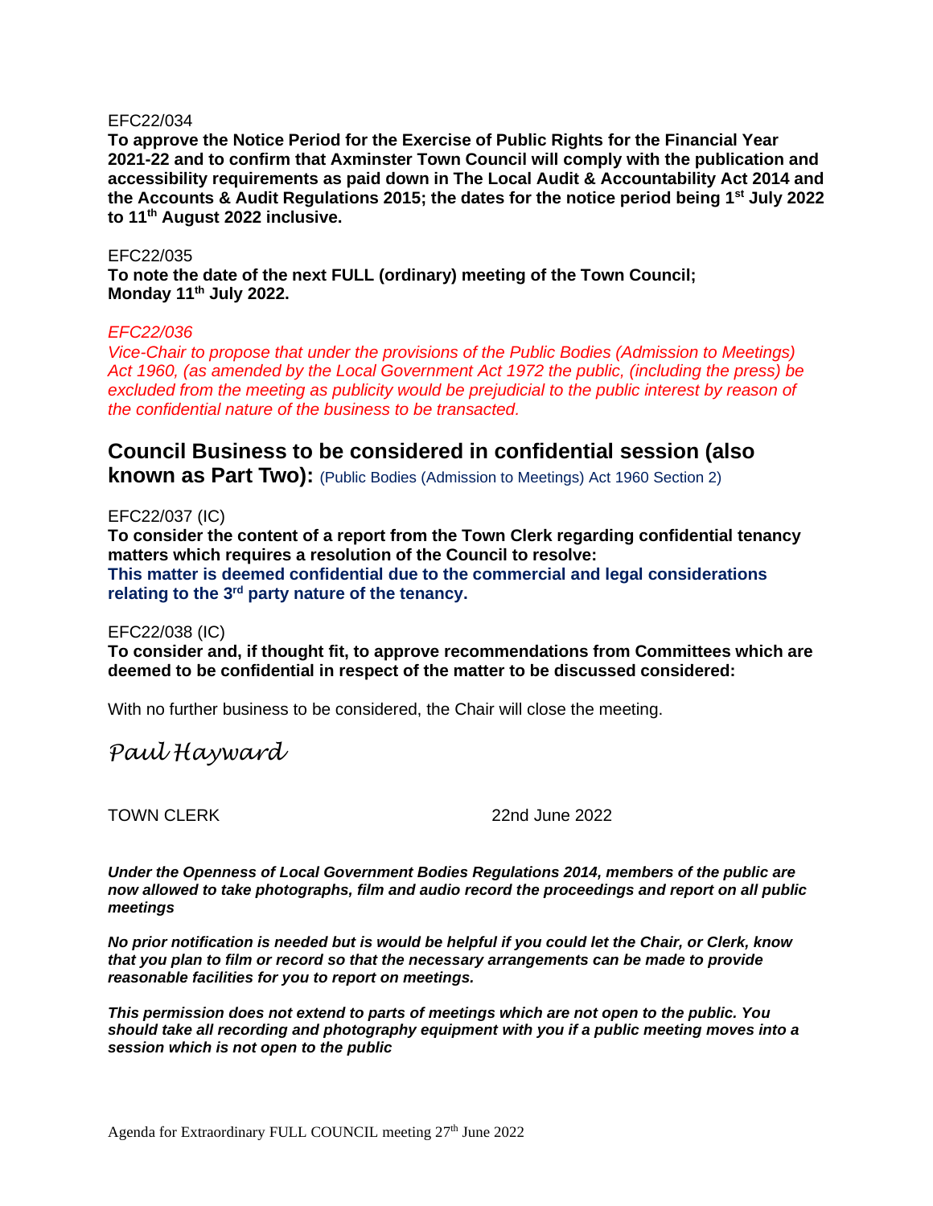EFC22/034

**To approve the Notice Period for the Exercise of Public Rights for the Financial Year 2021-22 and to confirm that Axminster Town Council will comply with the publication and accessibility requirements as paid down in The Local Audit & Accountability Act 2014 and the Accounts & Audit Regulations 2015; the dates for the notice period being 1st July 2022 to 11th August 2022 inclusive.**

EFC22/035

**To note the date of the next FULL (ordinary) meeting of the Town Council; Monday 11th July 2022.**

*EFC22/036*

*Vice-Chair to propose that under the provisions of the Public Bodies (Admission to Meetings) Act 1960, (as amended by the Local Government Act 1972 the public, (including the press) be excluded from the meeting as publicity would be prejudicial to the public interest by reason of the confidential nature of the business to be transacted.*

## Council Business to be considered in confidential session (also known as Part Two): (Public Bodies (Admission to Meetings) Act 1960 Section 2)

EFC22/037 (IC)

**To consider the content of a report from the Town Clerk regarding confidential tenancy matters which requires a resolution of the Council to resolve:**
**This matter is deemed confidential due to the commercial and legal considerations relating to the 3rd party nature of the tenancy.**

EFC22/038 (IC)

**To consider and, if thought fit, to approve recommendations from Committees which are deemed to be confidential in respect of the matter to be discussed considered:**

With no further business to be considered, the Chair will close the meeting.

*Paul Hayward*

TOWN CLERK 22nd June 2022

***Under the Openness of Local Government Bodies Regulations 2014, members of the public are now allowed to take photographs, film and audio record the proceedings and report on all public meetings***

***No prior notification is needed but is would be helpful if you could let the Chair, or Clerk, know that you plan to film or record so that the necessary arrangements can be made to provide reasonable facilities for you to report on meetings.***

***This permission does not extend to parts of meetings which are not open to the public. You should take all recording and photography equipment with you if a public meeting moves into a session which is not open to the public***